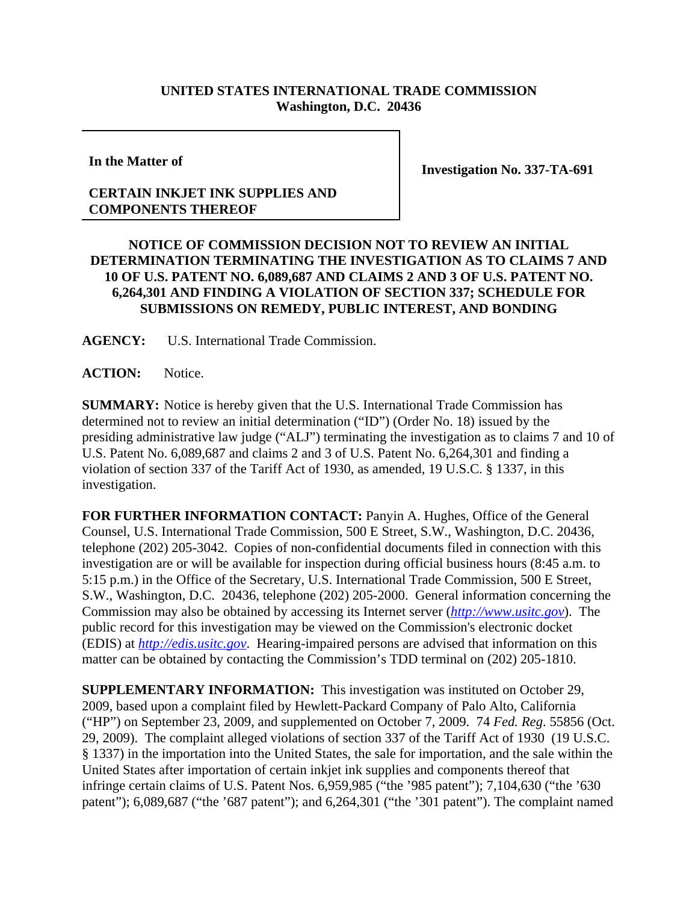**UNITED STATES INTERNATIONAL TRADE COMMISSION**
**Washington, D.C. 20436**

| In the Matter of<br><br>**CERTAIN INKJET INK SUPPLIES AND COMPONENTS THEREOF** | **Investigation No. 337-TA-691** |
|---|---|

**NOTICE OF COMMISSION DECISION NOT TO REVIEW AN INITIAL DETERMINATION TERMINATING THE INVESTIGATION AS TO CLAIMS 7 AND 10 OF U.S. PATENT NO. 6,089,687 AND CLAIMS 2 AND 3 OF U.S. PATENT NO. 6,264,301 AND FINDING A VIOLATION OF SECTION 337; SCHEDULE FOR SUBMISSIONS ON REMEDY, PUBLIC INTEREST, AND BONDING**

**AGENCY:** U.S. International Trade Commission.

**ACTION:** Notice.

**SUMMARY:** Notice is hereby given that the U.S. International Trade Commission has determined not to review an initial determination ("ID") (Order No. 18) issued by the presiding administrative law judge ("ALJ") terminating the investigation as to claims 7 and 10 of U.S. Patent No. 6,089,687 and claims 2 and 3 of U.S. Patent No. 6,264,301 and finding a violation of section 337 of the Tariff Act of 1930, as amended, 19 U.S.C. § 1337, in this investigation.

**FOR FURTHER INFORMATION CONTACT:** Panyin A. Hughes, Office of the General Counsel, U.S. International Trade Commission, 500 E Street, S.W., Washington, D.C. 20436, telephone (202) 205-3042. Copies of non-confidential documents filed in connection with this investigation are or will be available for inspection during official business hours (8:45 a.m. to 5:15 p.m.) in the Office of the Secretary, U.S. International Trade Commission, 500 E Street, S.W., Washington, D.C. 20436, telephone (202) 205-2000. General information concerning the Commission may also be obtained by accessing its Internet server (*http://www.usitc.gov*). The public record for this investigation may be viewed on the Commission's electronic docket (EDIS) at *http://edis.usitc.gov*. Hearing-impaired persons are advised that information on this matter can be obtained by contacting the Commission's TDD terminal on (202) 205-1810.

**SUPPLEMENTARY INFORMATION:** This investigation was instituted on October 29, 2009, based upon a complaint filed by Hewlett-Packard Company of Palo Alto, California ("HP") on September 23, 2009, and supplemented on October 7, 2009. 74 *Fed. Reg.* 55856 (Oct. 29, 2009). The complaint alleged violations of section 337 of the Tariff Act of 1930 (19 U.S.C. § 1337) in the importation into the United States, the sale for importation, and the sale within the United States after importation of certain inkjet ink supplies and components thereof that infringe certain claims of U.S. Patent Nos. 6,959,985 ("the '985 patent"); 7,104,630 ("the '630 patent"); 6,089,687 ("the '687 patent"); and 6,264,301 ("the '301 patent"). The complaint named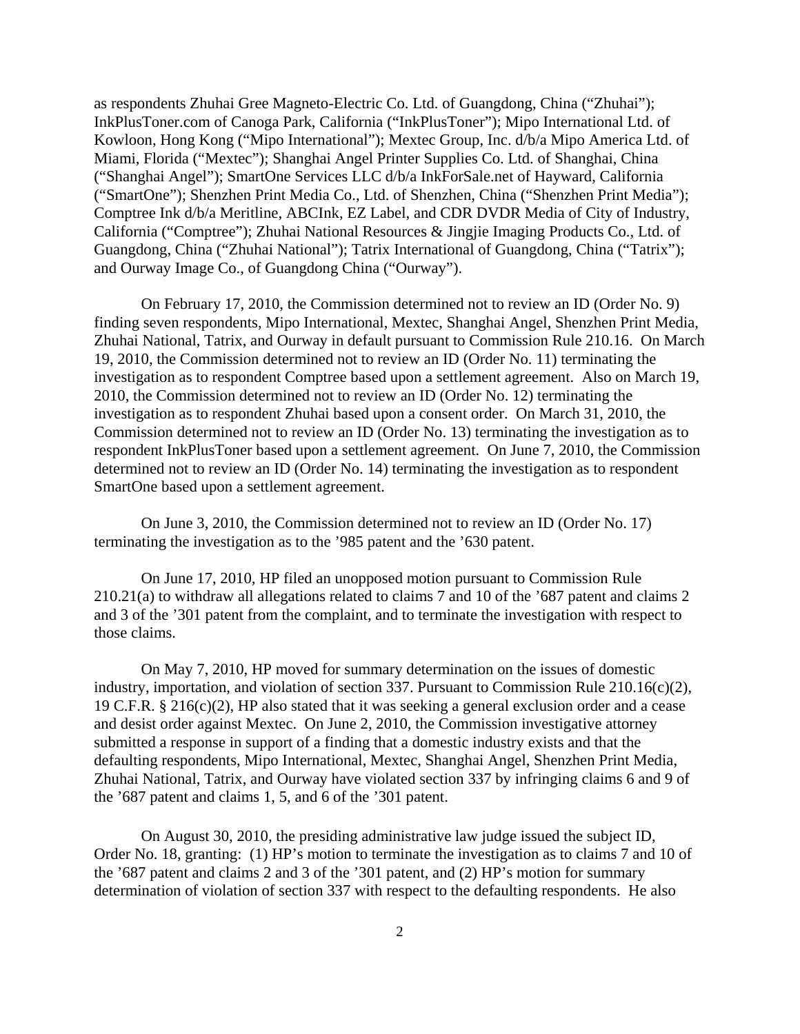as respondents Zhuhai Gree Magneto-Electric Co. Ltd. of Guangdong, China ("Zhuhai"); InkPlusToner.com of Canoga Park, California ("InkPlusToner"); Mipo International Ltd. of Kowloon, Hong Kong ("Mipo International"); Mextec Group, Inc. d/b/a Mipo America Ltd. of Miami, Florida ("Mextec"); Shanghai Angel Printer Supplies Co. Ltd. of Shanghai, China ("Shanghai Angel"); SmartOne Services LLC d/b/a InkForSale.net of Hayward, California ("SmartOne"); Shenzhen Print Media Co., Ltd. of Shenzhen, China ("Shenzhen Print Media"); Comptree Ink d/b/a Meritline, ABCInk, EZ Label, and CDR DVDR Media of City of Industry, California ("Comptree"); Zhuhai National Resources & Jingjie Imaging Products Co., Ltd. of Guangdong, China ("Zhuhai National"); Tatrix International of Guangdong, China ("Tatrix"); and Ourway Image Co., of Guangdong China ("Ourway").

On February 17, 2010, the Commission determined not to review an ID (Order No. 9) finding seven respondents, Mipo International, Mextec, Shanghai Angel, Shenzhen Print Media, Zhuhai National, Tatrix, and Ourway in default pursuant to Commission Rule 210.16. On March 19, 2010, the Commission determined not to review an ID (Order No. 11) terminating the investigation as to respondent Comptree based upon a settlement agreement. Also on March 19, 2010, the Commission determined not to review an ID (Order No. 12) terminating the investigation as to respondent Zhuhai based upon a consent order. On March 31, 2010, the Commission determined not to review an ID (Order No. 13) terminating the investigation as to respondent InkPlusToner based upon a settlement agreement. On June 7, 2010, the Commission determined not to review an ID (Order No. 14) terminating the investigation as to respondent SmartOne based upon a settlement agreement.

On June 3, 2010, the Commission determined not to review an ID (Order No. 17) terminating the investigation as to the '985 patent and the '630 patent.

On June 17, 2010, HP filed an unopposed motion pursuant to Commission Rule 210.21(a) to withdraw all allegations related to claims 7 and 10 of the '687 patent and claims 2 and 3 of the '301 patent from the complaint, and to terminate the investigation with respect to those claims.

On May 7, 2010, HP moved for summary determination on the issues of domestic industry, importation, and violation of section 337. Pursuant to Commission Rule 210.16(c)(2), 19 C.F.R. § 216(c)(2), HP also stated that it was seeking a general exclusion order and a cease and desist order against Mextec. On June 2, 2010, the Commission investigative attorney submitted a response in support of a finding that a domestic industry exists and that the defaulting respondents, Mipo International, Mextec, Shanghai Angel, Shenzhen Print Media, Zhuhai National, Tatrix, and Ourway have violated section 337 by infringing claims 6 and 9 of the '687 patent and claims 1, 5, and 6 of the '301 patent.

On August 30, 2010, the presiding administrative law judge issued the subject ID, Order No. 18, granting: (1) HP's motion to terminate the investigation as to claims 7 and 10 of the '687 patent and claims 2 and 3 of the '301 patent, and (2) HP's motion for summary determination of violation of section 337 with respect to the defaulting respondents. He also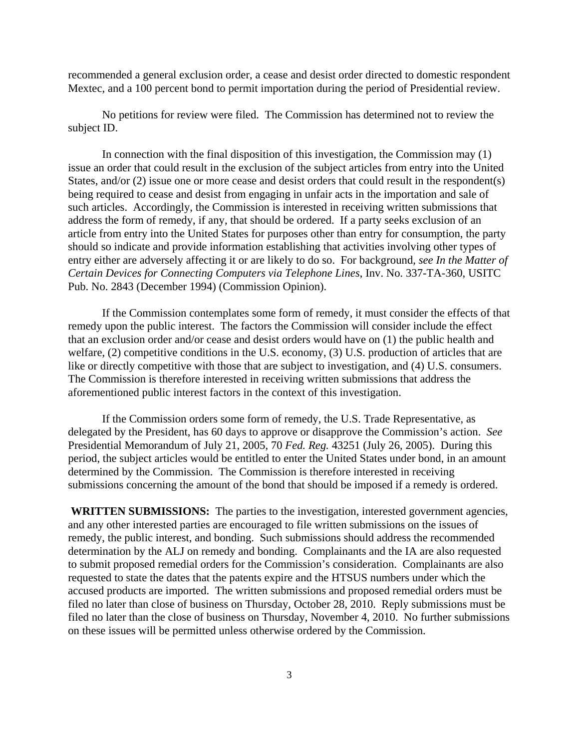recommended a general exclusion order, a cease and desist order directed to domestic respondent Mextec, and a 100 percent bond to permit importation during the period of Presidential review.

No petitions for review were filed. The Commission has determined not to review the subject ID.

In connection with the final disposition of this investigation, the Commission may (1) issue an order that could result in the exclusion of the subject articles from entry into the United States, and/or (2) issue one or more cease and desist orders that could result in the respondent(s) being required to cease and desist from engaging in unfair acts in the importation and sale of such articles. Accordingly, the Commission is interested in receiving written submissions that address the form of remedy, if any, that should be ordered. If a party seeks exclusion of an article from entry into the United States for purposes other than entry for consumption, the party should so indicate and provide information establishing that activities involving other types of entry either are adversely affecting it or are likely to do so. For background, *see In the Matter of Certain Devices for Connecting Computers via Telephone Lines*, Inv. No. 337-TA-360, USITC Pub. No. 2843 (December 1994) (Commission Opinion).

If the Commission contemplates some form of remedy, it must consider the effects of that remedy upon the public interest. The factors the Commission will consider include the effect that an exclusion order and/or cease and desist orders would have on (1) the public health and welfare, (2) competitive conditions in the U.S. economy, (3) U.S. production of articles that are like or directly competitive with those that are subject to investigation, and (4) U.S. consumers. The Commission is therefore interested in receiving written submissions that address the aforementioned public interest factors in the context of this investigation.

If the Commission orders some form of remedy, the U.S. Trade Representative, as delegated by the President, has 60 days to approve or disapprove the Commission's action. *See* Presidential Memorandum of July 21, 2005, 70 *Fed. Reg.* 43251 (July 26, 2005). During this period, the subject articles would be entitled to enter the United States under bond, in an amount determined by the Commission. The Commission is therefore interested in receiving submissions concerning the amount of the bond that should be imposed if a remedy is ordered.

**WRITTEN SUBMISSIONS:** The parties to the investigation, interested government agencies, and any other interested parties are encouraged to file written submissions on the issues of remedy, the public interest, and bonding. Such submissions should address the recommended determination by the ALJ on remedy and bonding. Complainants and the IA are also requested to submit proposed remedial orders for the Commission's consideration. Complainants are also requested to state the dates that the patents expire and the HTSUS numbers under which the accused products are imported. The written submissions and proposed remedial orders must be filed no later than close of business on Thursday, October 28, 2010. Reply submissions must be filed no later than the close of business on Thursday, November 4, 2010. No further submissions on these issues will be permitted unless otherwise ordered by the Commission.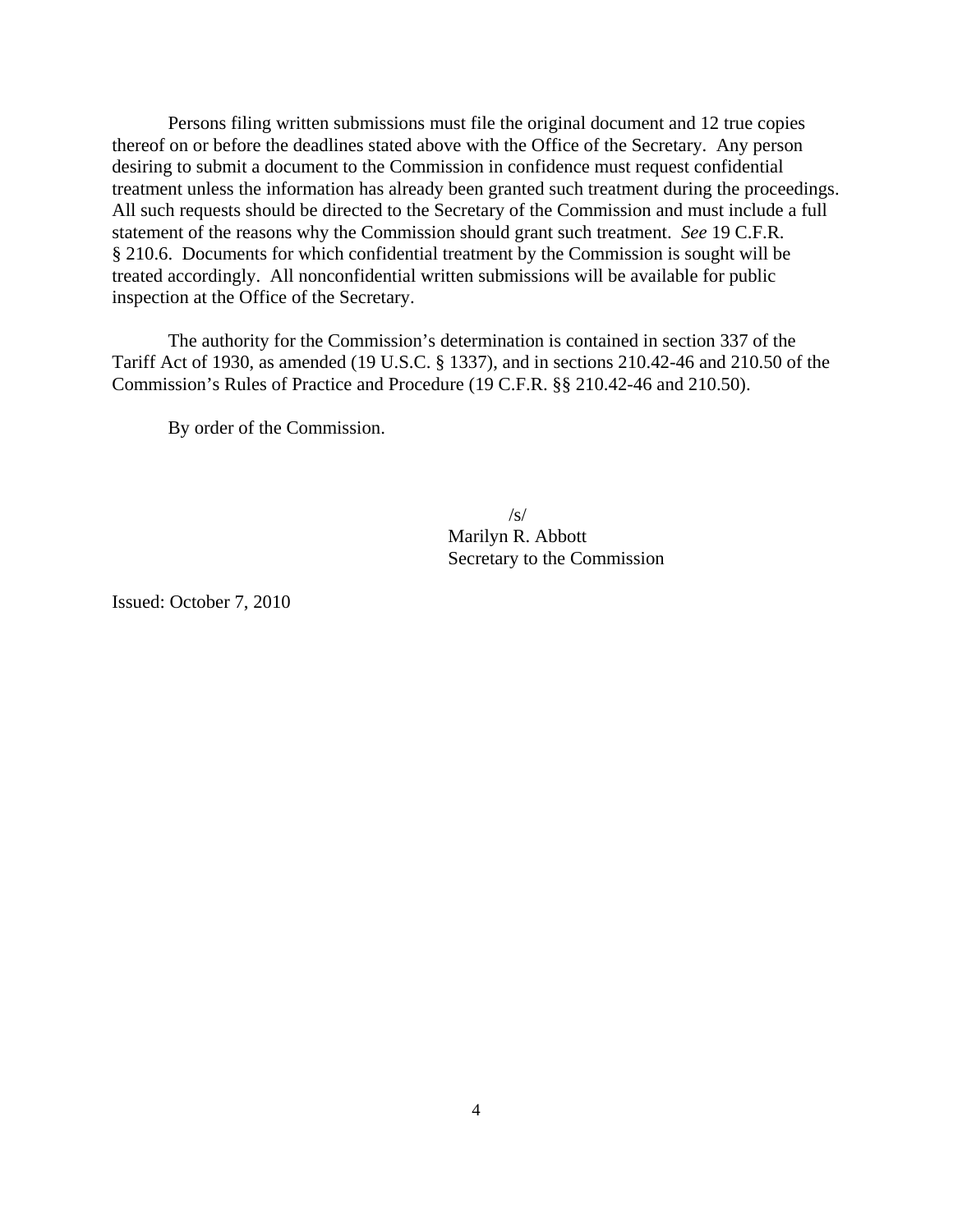Persons filing written submissions must file the original document and 12 true copies thereof on or before the deadlines stated above with the Office of the Secretary. Any person desiring to submit a document to the Commission in confidence must request confidential treatment unless the information has already been granted such treatment during the proceedings. All such requests should be directed to the Secretary of the Commission and must include a full statement of the reasons why the Commission should grant such treatment. *See* 19 C.F.R. § 210.6. Documents for which confidential treatment by the Commission is sought will be treated accordingly. All nonconfidential written submissions will be available for public inspection at the Office of the Secretary.

The authority for the Commission's determination is contained in section 337 of the Tariff Act of 1930, as amended (19 U.S.C. § 1337), and in sections 210.42-46 and 210.50 of the Commission's Rules of Practice and Procedure (19 C.F.R. §§ 210.42-46 and 210.50).

By order of the Commission.

/s/
Marilyn R. Abbott
Secretary to the Commission

Issued: October 7, 2010